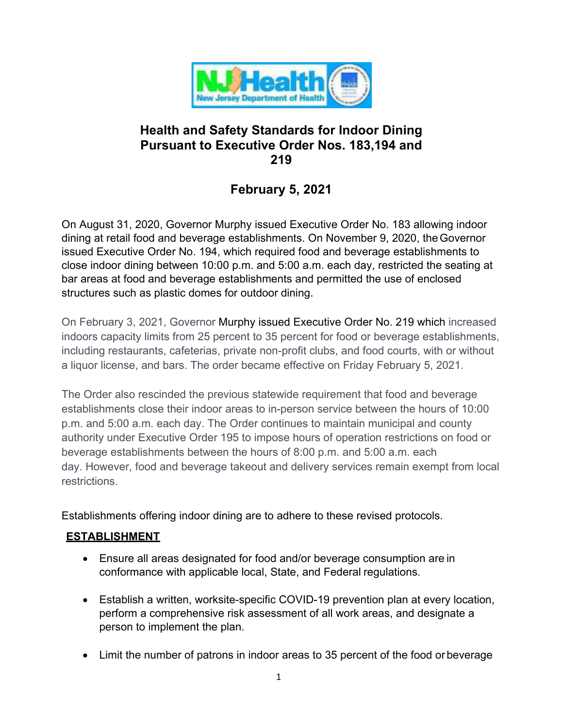# Health and Safety Standards for Indoor Dining Pursuant to Executive Order Nos. 183,194 and 219

## February 5, 2021

On August 31, 2020, Governor Murphy issued Executive Order No. 183 allowing indoor dining at retail food and beverage establishments. On November 9, 2020, the Governor issued Executive Order No. 194, which required food and beverage establishments to close indoor dining between 10:00 p.m. and 5:00 a.m. each day, restricted the seating at bar areas at food and beverage establishments and permitted the use of enclosed structures such as plastic domes for outdoor dining.

On February 3, 2021, Governor Murphy issued Executive Order No. 219 which increased indoors capacity limits from 25 percent to 35 percent for food or beverage establishments, including restaurants, cafeterias, private non-profit clubs, and food courts, with or without a liquor license, and bars. The order became effective on Friday February 5, 2021.

The Order also rescinded the previous statewide requirement that food and beverage establishments close their indoor areas to in-person service between the hours of 10:00 p.m. and 5:00 a.m. each day. The Order continues to maintain municipal and county authority under Executive Order 195 to impose hours of operation restrictions on food or beverage establishments between the hours of 8:00 p.m. and 5:00 a.m. each day. However, food and beverage takeout and delivery services remain exempt from local restrictions.

Establishments offering indoor dining are to adhere to these revised protocols.

**ESTABLISHMENT**

- Ensure all areas designated for food and/or beverage consumption are in conformance with applicable local, State, and Federal regulations.
- Establish a written, worksite-specific COVID-19 prevention plan at every location, perform a comprehensive risk assessment of all work areas, and designate a person to implement the plan.
- Limit the number of patrons in indoor areas to 35 percent of the food or beverage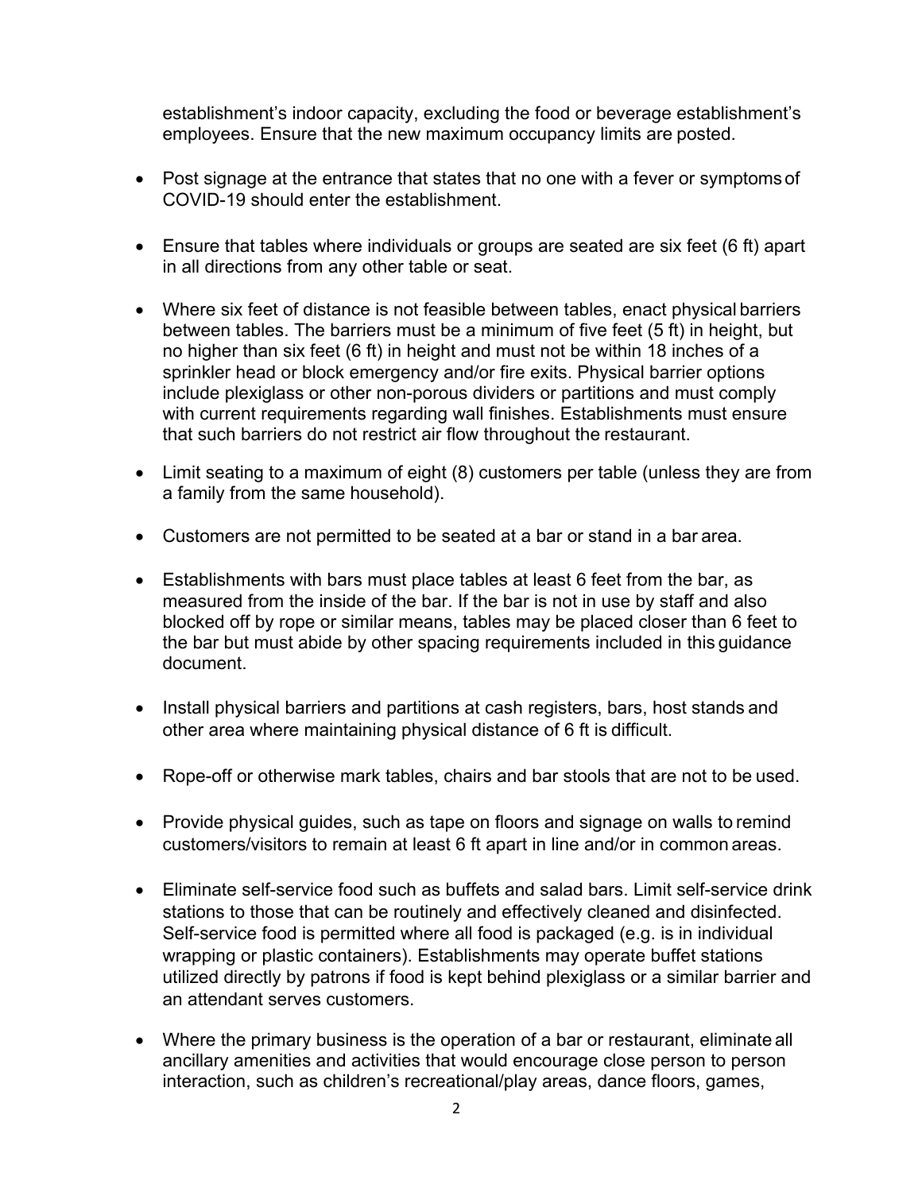establishment's indoor capacity, excluding the food or beverage establishment's employees. Ensure that the new maximum occupancy limits are posted.

- Post signage at the entrance that states that no one with a fever or symptoms of COVID-19 should enter the establishment.
- Ensure that tables where individuals or groups are seated are six feet (6 ft) apart in all directions from any other table or seat.
- Where six feet of distance is not feasible between tables, enact physical barriers between tables. The barriers must be a minimum of five feet (5 ft) in height, but no higher than six feet (6 ft) in height and must not be within 18 inches of a sprinkler head or block emergency and/or fire exits. Physical barrier options include plexiglass or other non-porous dividers or partitions and must comply with current requirements regarding wall finishes. Establishments must ensure that such barriers do not restrict air flow throughout the restaurant.
- Limit seating to a maximum of eight (8) customers per table (unless they are from a family from the same household).
- Customers are not permitted to be seated at a bar or stand in a bar area.
- Establishments with bars must place tables at least 6 feet from the bar, as measured from the inside of the bar. If the bar is not in use by staff and also blocked off by rope or similar means, tables may be placed closer than 6 feet to the bar but must abide by other spacing requirements included in this guidance document.
- Install physical barriers and partitions at cash registers, bars, host stands and other area where maintaining physical distance of 6 ft is difficult.
- Rope-off or otherwise mark tables, chairs and bar stools that are not to be used.
- Provide physical guides, such as tape on floors and signage on walls to remind customers/visitors to remain at least 6 ft apart in line and/or in common areas.
- Eliminate self-service food such as buffets and salad bars. Limit self-service drink stations to those that can be routinely and effectively cleaned and disinfected. Self-service food is permitted where all food is packaged (e.g. is in individual wrapping or plastic containers). Establishments may operate buffet stations utilized directly by patrons if food is kept behind plexiglass or a similar barrier and an attendant serves customers.
- Where the primary business is the operation of a bar or restaurant, eliminate all ancillary amenities and activities that would encourage close person to person interaction, such as children's recreational/play areas, dance floors, games,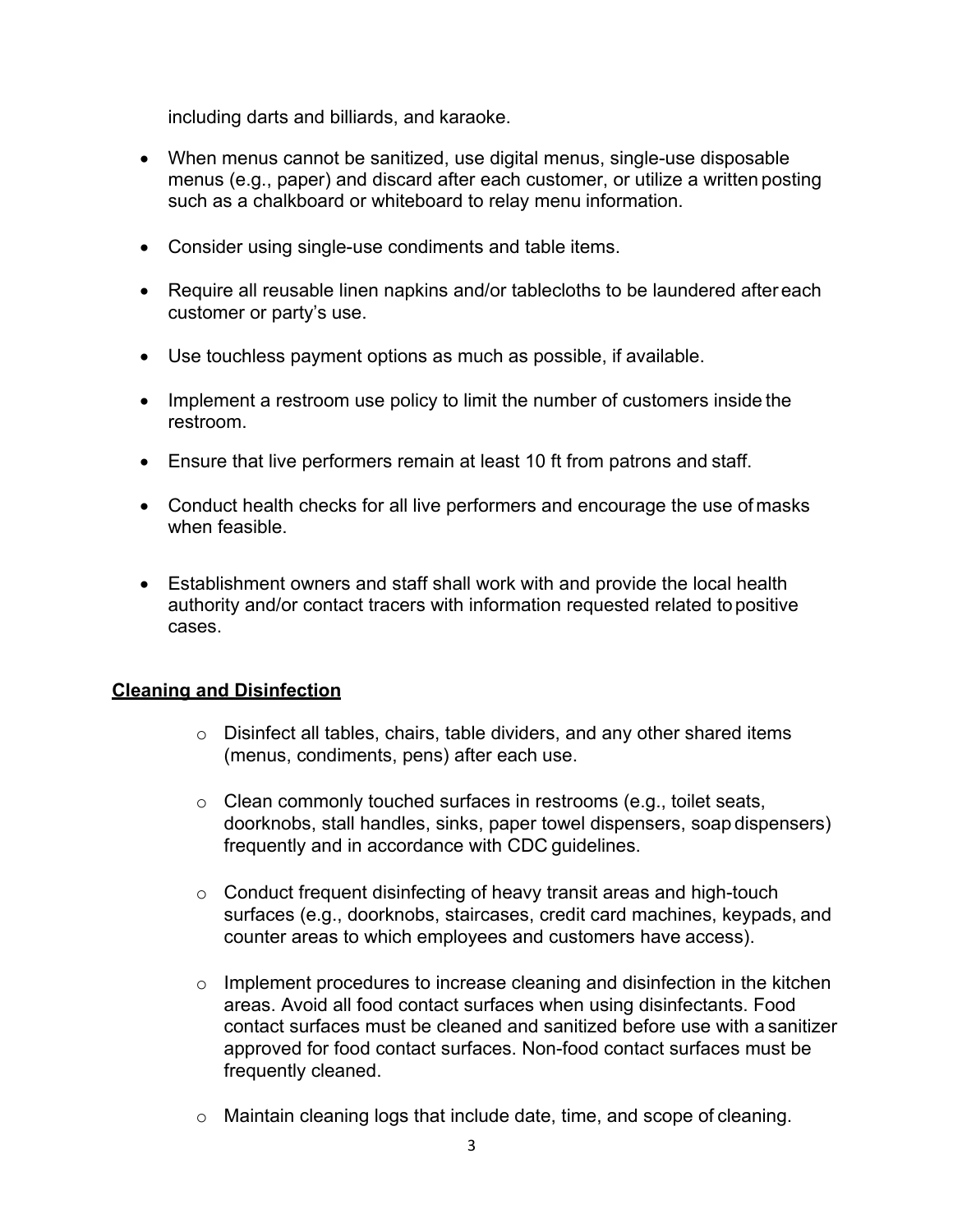including darts and billiards, and karaoke.

- When menus cannot be sanitized, use digital menus, single-use disposable menus (e.g., paper) and discard after each customer, or utilize a written posting such as a chalkboard or whiteboard to relay menu information.

- Consider using single-use condiments and table items.

- Require all reusable linen napkins and/or tablecloths to be laundered after each customer or party's use.

- Use touchless payment options as much as possible, if available.

- Implement a restroom use policy to limit the number of customers inside the restroom.

- Ensure that live performers remain at least 10 ft from patrons and staff.

- Conduct health checks for all live performers and encourage the use of masks when feasible.

- Establishment owners and staff shall work with and provide the local health authority and/or contact tracers with information requested related to positive cases.

**<u>Cleaning and Disinfection</u>**

- Disinfect all tables, chairs, table dividers, and any other shared items (menus, condiments, pens) after each use.

- Clean commonly touched surfaces in restrooms (e.g., toilet seats, doorknobs, stall handles, sinks, paper towel dispensers, soap dispensers) frequently and in accordance with CDC guidelines.

- Conduct frequent disinfecting of heavy transit areas and high-touch surfaces (e.g., doorknobs, staircases, credit card machines, keypads, and counter areas to which employees and customers have access).

- Implement procedures to increase cleaning and disinfection in the kitchen areas. Avoid all food contact surfaces when using disinfectants. Food contact surfaces must be cleaned and sanitized before use with a sanitizer approved for food contact surfaces. Non-food contact surfaces must be frequently cleaned.

- Maintain cleaning logs that include date, time, and scope of cleaning.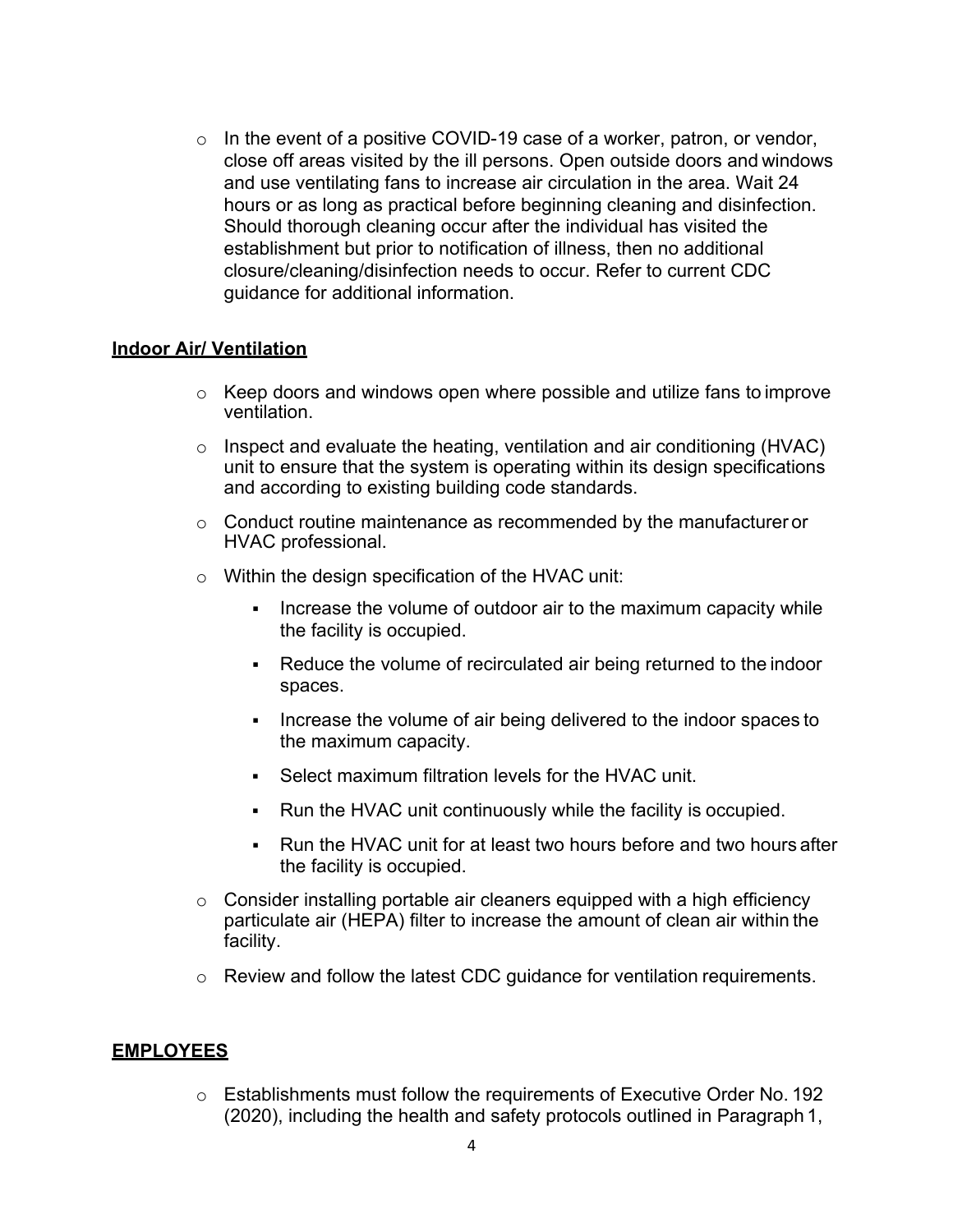- In the event of a positive COVID-19 case of a worker, patron, or vendor, close off areas visited by the ill persons. Open outside doors and windows and use ventilating fans to increase air circulation in the area. Wait 24 hours or as long as practical before beginning cleaning and disinfection. Should thorough cleaning occur after the individual has visited the establishment but prior to notification of illness, then no additional closure/cleaning/disinfection needs to occur. Refer to current CDC guidance for additional information.

**Indoor Air/ Ventilation**

- Keep doors and windows open where possible and utilize fans to improve ventilation.
- Inspect and evaluate the heating, ventilation and air conditioning (HVAC) unit to ensure that the system is operating within its design specifications and according to existing building code standards.
- Conduct routine maintenance as recommended by the manufacturer or HVAC professional.
- Within the design specification of the HVAC unit:
    - Increase the volume of outdoor air to the maximum capacity while the facility is occupied.
    - Reduce the volume of recirculated air being returned to the indoor spaces.
    - Increase the volume of air being delivered to the indoor spaces to the maximum capacity.
    - Select maximum filtration levels for the HVAC unit.
    - Run the HVAC unit continuously while the facility is occupied.
    - Run the HVAC unit for at least two hours before and two hours after the facility is occupied.
- Consider installing portable air cleaners equipped with a high efficiency particulate air (HEPA) filter to increase the amount of clean air within the facility.
- Review and follow the latest CDC guidance for ventilation requirements.

**EMPLOYEES**

- Establishments must follow the requirements of Executive Order No. 192 (2020), including the health and safety protocols outlined in Paragraph 1,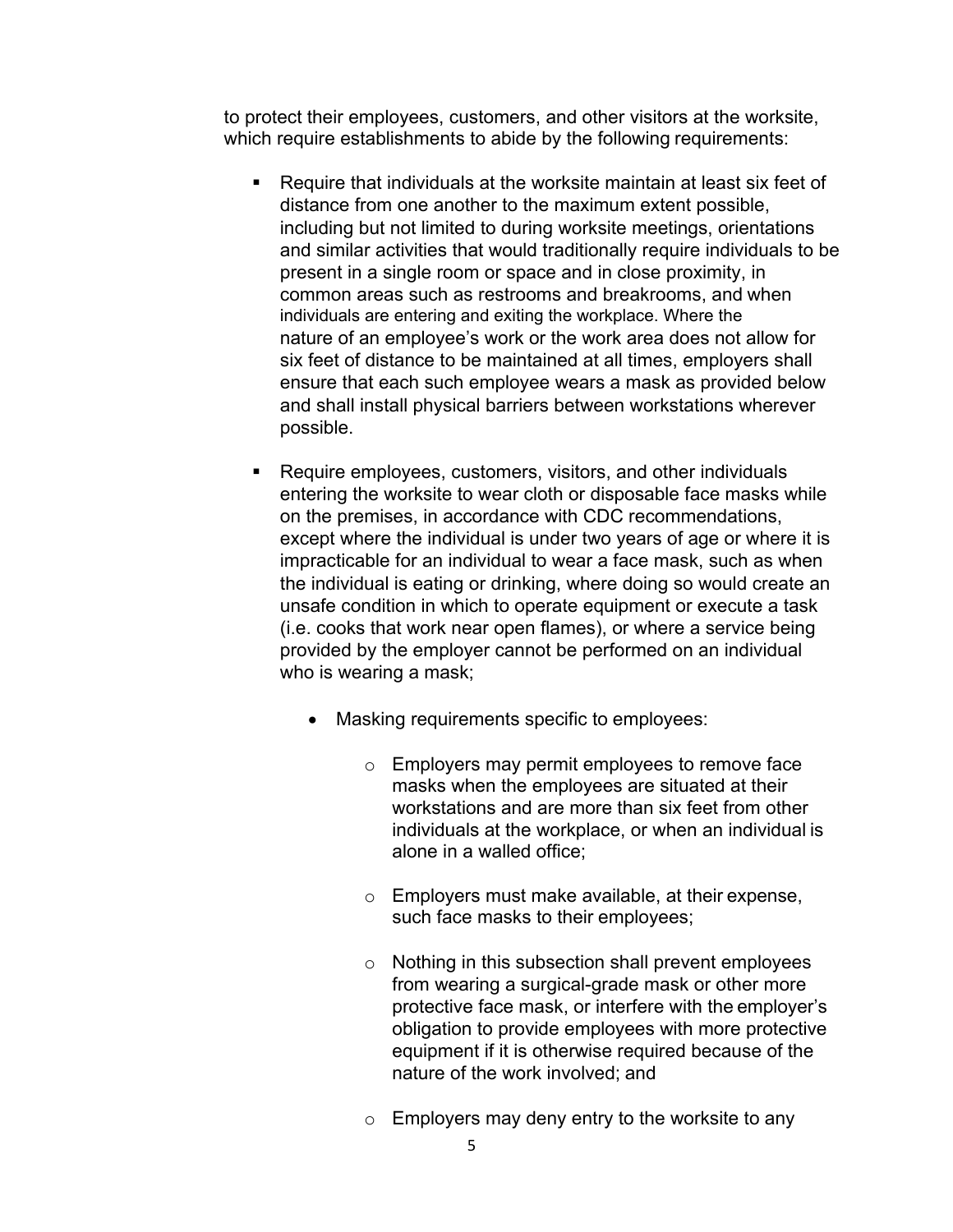to protect their employees, customers, and other visitors at the worksite, which require establishments to abide by the following requirements:

- Require that individuals at the worksite maintain at least six feet of distance from one another to the maximum extent possible, including but not limited to during worksite meetings, orientations and similar activities that would traditionally require individuals to be present in a single room or space and in close proximity, in common areas such as restrooms and breakrooms, and when individuals are entering and exiting the workplace. Where the nature of an employee's work or the work area does not allow for six feet of distance to be maintained at all times, employers shall ensure that each such employee wears a mask as provided below and shall install physical barriers between workstations wherever possible.

- Require employees, customers, visitors, and other individuals entering the worksite to wear cloth or disposable face masks while on the premises, in accordance with CDC recommendations, except where the individual is under two years of age or where it is impracticable for an individual to wear a face mask, such as when the individual is eating or drinking, where doing so would create an unsafe condition in which to operate equipment or execute a task (i.e. cooks that work near open flames), or where a service being provided by the employer cannot be performed on an individual who is wearing a mask;

    - Masking requirements specific to employees:

        - Employers may permit employees to remove face masks when the employees are situated at their workstations and are more than six feet from other individuals at the workplace, or when an individual is alone in a walled office;

        - Employers must make available, at their expense, such face masks to their employees;

        - Nothing in this subsection shall prevent employees from wearing a surgical-grade mask or other more protective face mask, or interfere with the employer's obligation to provide employees with more protective equipment if it is otherwise required because of the nature of the work involved; and

        - Employers may deny entry to the worksite to any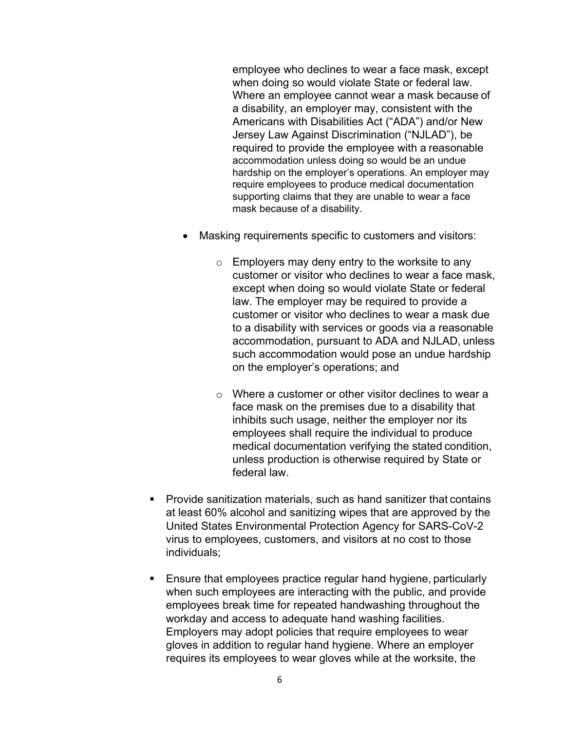employee who declines to wear a face mask, except when doing so would violate State or federal law. Where an employee cannot wear a mask because of a disability, an employer may, consistent with the Americans with Disabilities Act ("ADA") and/or New Jersey Law Against Discrimination ("NJLAD"), be required to provide the employee with a reasonable accommodation unless doing so would be an undue hardship on the employer's operations. An employer may require employees to produce medical documentation supporting claims that they are unable to wear a face mask because of a disability.

- Masking requirements specific to customers and visitors:
  - Employers may deny entry to the worksite to any customer or visitor who declines to wear a face mask, except when doing so would violate State or federal law. The employer may be required to provide a customer or visitor who declines to wear a mask due to a disability with services or goods via a reasonable accommodation, pursuant to ADA and NJLAD, unless such accommodation would pose an undue hardship on the employer's operations; and
  - Where a customer or other visitor declines to wear a face mask on the premises due to a disability that inhibits such usage, neither the employer nor its employees shall require the individual to produce medical documentation verifying the stated condition, unless production is otherwise required by State or federal law.

- Provide sanitization materials, such as hand sanitizer that contains at least 60% alcohol and sanitizing wipes that are approved by the United States Environmental Protection Agency for SARS-CoV-2 virus to employees, customers, and visitors at no cost to those individuals;

- Ensure that employees practice regular hand hygiene, particularly when such employees are interacting with the public, and provide employees break time for repeated handwashing throughout the workday and access to adequate hand washing facilities. Employers may adopt policies that require employees to wear gloves in addition to regular hand hygiene. Where an employer requires its employees to wear gloves while at the worksite, the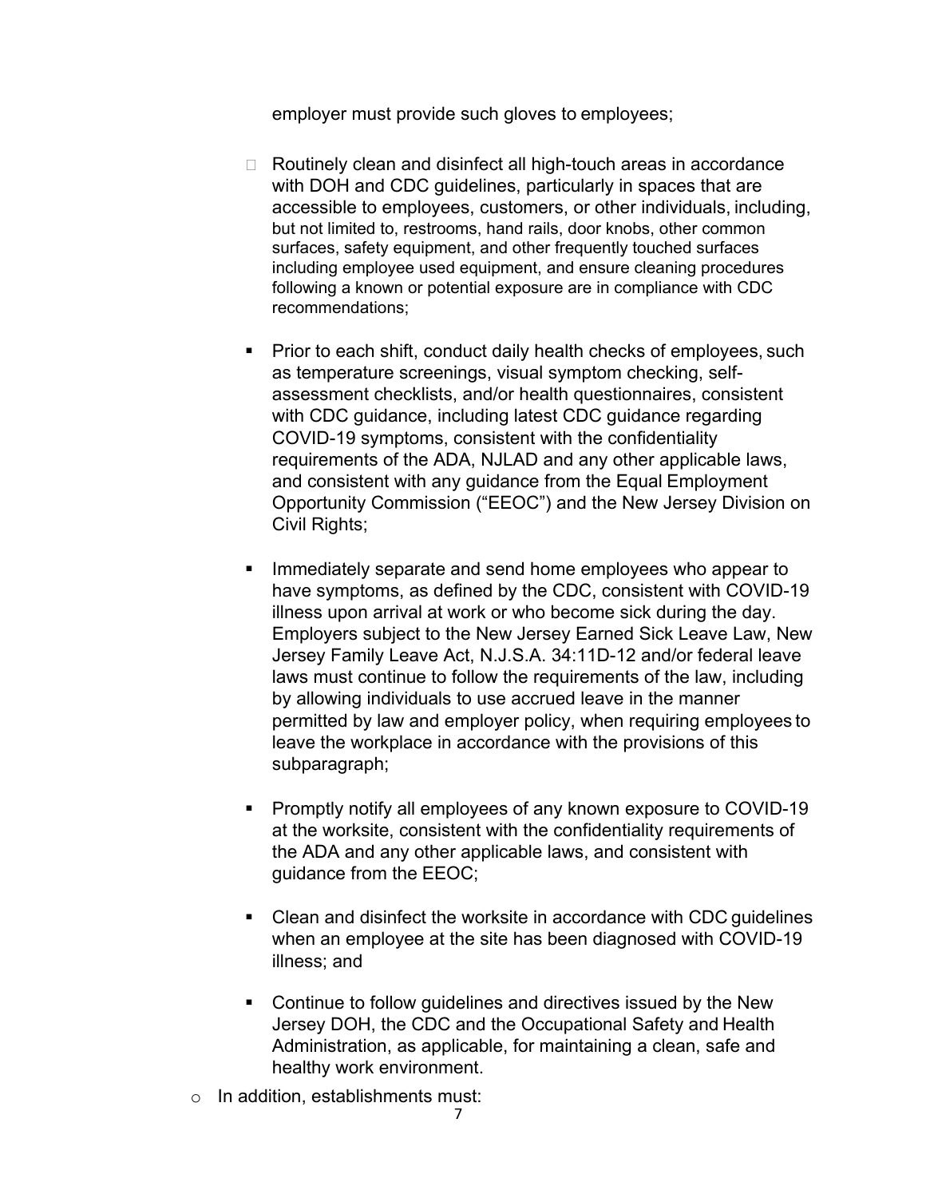employer must provide such gloves to employees;

- Routinely clean and disinfect all high-touch areas in accordance with DOH and CDC guidelines, particularly in spaces that are accessible to employees, customers, or other individuals, including, but not limited to, restrooms, hand rails, door knobs, other common surfaces, safety equipment, and other frequently touched surfaces including employee used equipment, and ensure cleaning procedures following a known or potential exposure are in compliance with CDC recommendations;

- Prior to each shift, conduct daily health checks of employees, such as temperature screenings, visual symptom checking, self-assessment checklists, and/or health questionnaires, consistent with CDC guidance, including latest CDC guidance regarding COVID-19 symptoms, consistent with the confidentiality requirements of the ADA, NJLAD and any other applicable laws, and consistent with any guidance from the Equal Employment Opportunity Commission ("EEOC") and the New Jersey Division on Civil Rights;

- Immediately separate and send home employees who appear to have symptoms, as defined by the CDC, consistent with COVID-19 illness upon arrival at work or who become sick during the day. Employers subject to the New Jersey Earned Sick Leave Law, New Jersey Family Leave Act, N.J.S.A. 34:11D-12 and/or federal leave laws must continue to follow the requirements of the law, including by allowing individuals to use accrued leave in the manner permitted by law and employer policy, when requiring employees to leave the workplace in accordance with the provisions of this subparagraph;

- Promptly notify all employees of any known exposure to COVID-19 at the worksite, consistent with the confidentiality requirements of the ADA and any other applicable laws, and consistent with guidance from the EEOC;

- Clean and disinfect the worksite in accordance with CDC guidelines when an employee at the site has been diagnosed with COVID-19 illness; and

- Continue to follow guidelines and directives issued by the New Jersey DOH, the CDC and the Occupational Safety and Health Administration, as applicable, for maintaining a clean, safe and healthy work environment.

- In addition, establishments must: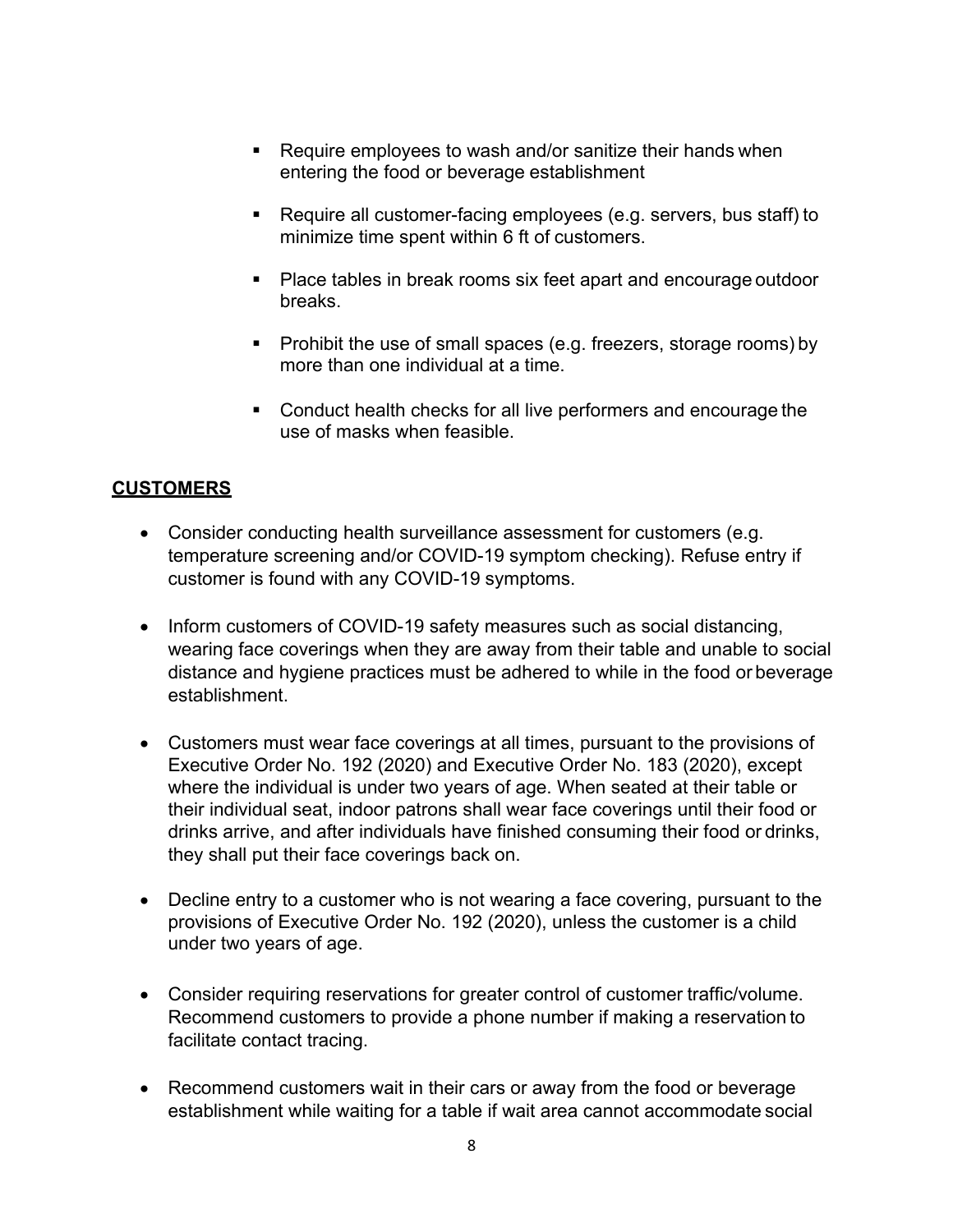- Require employees to wash and/or sanitize their hands when entering the food or beverage establishment

- Require all customer-facing employees (e.g. servers, bus staff) to minimize time spent within 6 ft of customers.

- Place tables in break rooms six feet apart and encourage outdoor breaks.

- Prohibit the use of small spaces (e.g. freezers, storage rooms) by more than one individual at a time.

- Conduct health checks for all live performers and encourage the use of masks when feasible.

## **CUSTOMERS**

- Consider conducting health surveillance assessment for customers (e.g. temperature screening and/or COVID-19 symptom checking). Refuse entry if customer is found with any COVID-19 symptoms.

- Inform customers of COVID-19 safety measures such as social distancing, wearing face coverings when they are away from their table and unable to social distance and hygiene practices must be adhered to while in the food or beverage establishment.

- Customers must wear face coverings at all times, pursuant to the provisions of Executive Order No. 192 (2020) and Executive Order No. 183 (2020), except where the individual is under two years of age. When seated at their table or their individual seat, indoor patrons shall wear face coverings until their food or drinks arrive, and after individuals have finished consuming their food or drinks, they shall put their face coverings back on.

- Decline entry to a customer who is not wearing a face covering, pursuant to the provisions of Executive Order No. 192 (2020), unless the customer is a child under two years of age.

- Consider requiring reservations for greater control of customer traffic/volume. Recommend customers to provide a phone number if making a reservation to facilitate contact tracing.

- Recommend customers wait in their cars or away from the food or beverage establishment while waiting for a table if wait area cannot accommodate social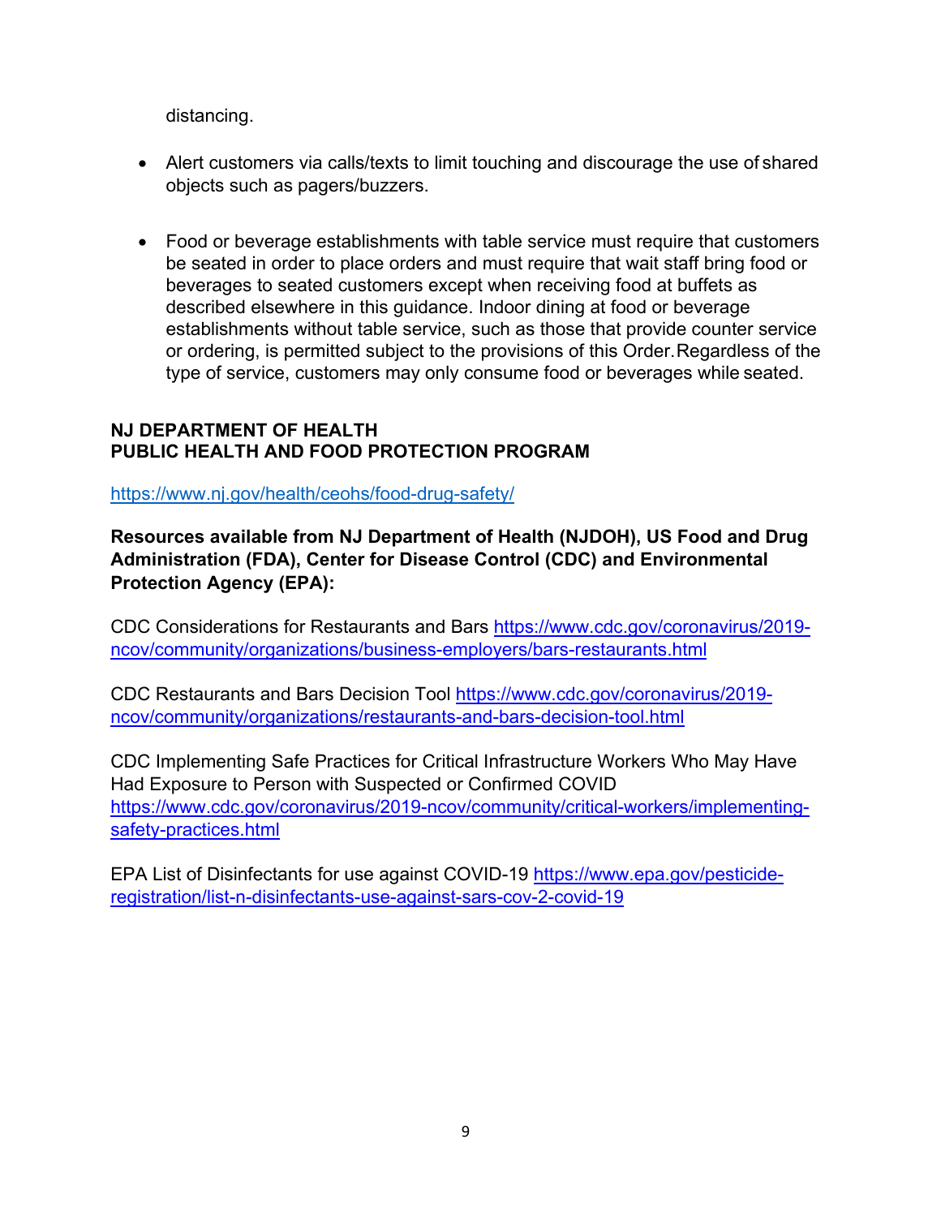distancing.

- Alert customers via calls/texts to limit touching and discourage the use of shared objects such as pagers/buzzers.

- Food or beverage establishments with table service must require that customers be seated in order to place orders and must require that wait staff bring food or beverages to seated customers except when receiving food at buffets as described elsewhere in this guidance. Indoor dining at food or beverage establishments without table service, such as those that provide counter service or ordering, is permitted subject to the provisions of this Order. Regardless of the type of service, customers may only consume food or beverages while seated.

**NJ DEPARTMENT OF HEALTH**
**PUBLIC HEALTH AND FOOD PROTECTION PROGRAM**

https://www.nj.gov/health/ceohs/food-drug-safety/

**Resources available from NJ Department of Health (NJDOH), US Food and Drug Administration (FDA), Center for Disease Control (CDC) and Environmental Protection Agency (EPA):**

CDC Considerations for Restaurants and Bars https://www.cdc.gov/coronavirus/2019-ncov/community/organizations/business-employers/bars-restaurants.html

CDC Restaurants and Bars Decision Tool https://www.cdc.gov/coronavirus/2019-ncov/community/organizations/restaurants-and-bars-decision-tool.html

CDC Implementing Safe Practices for Critical Infrastructure Workers Who May Have Had Exposure to Person with Suspected or Confirmed COVID https://www.cdc.gov/coronavirus/2019-ncov/community/critical-workers/implementing-safety-practices.html

EPA List of Disinfectants for use against COVID-19 https://www.epa.gov/pesticide-registration/list-n-disinfectants-use-against-sars-cov-2-covid-19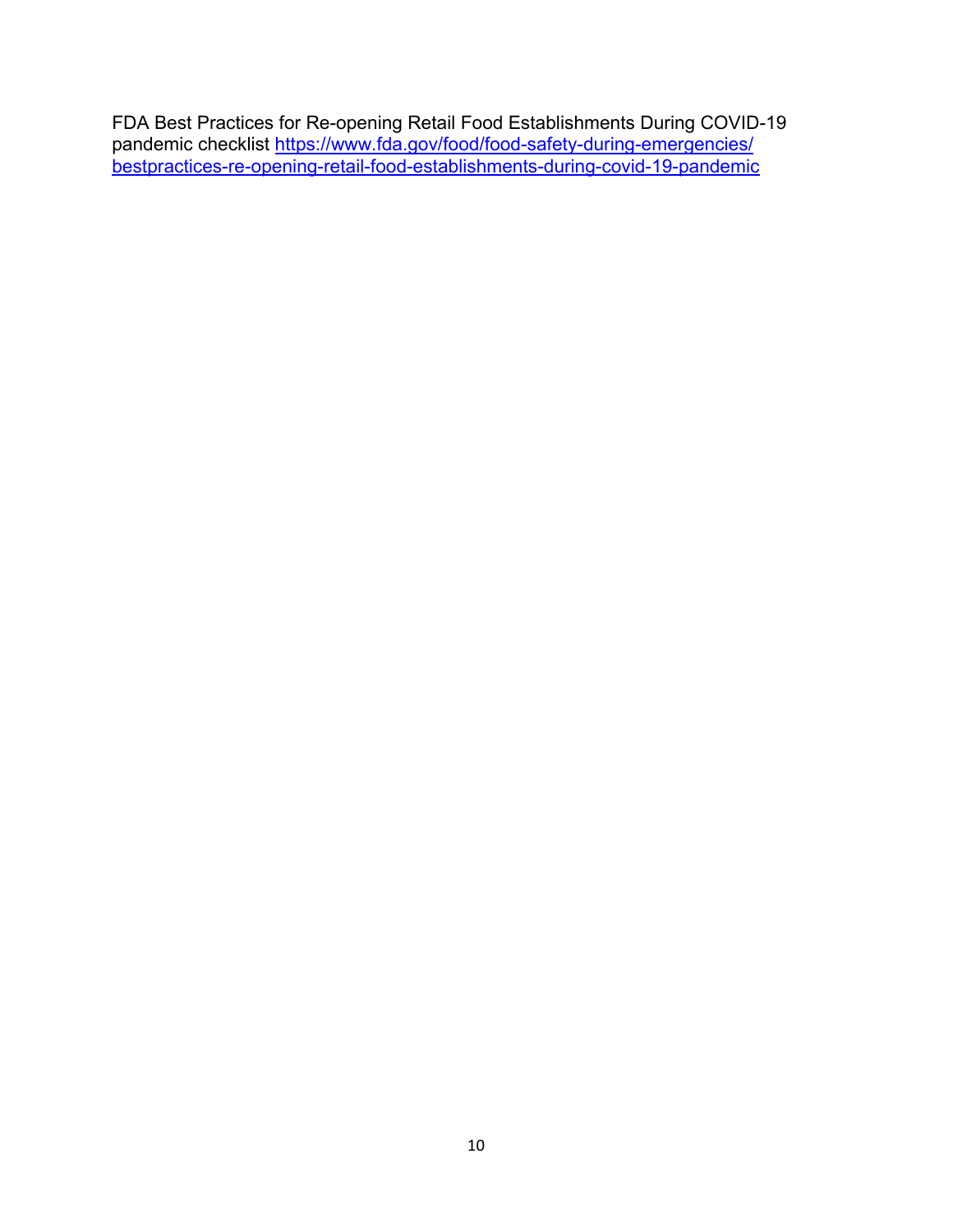FDA Best Practices for Re-opening Retail Food Establishments During COVID-19 pandemic checklist https://www.fda.gov/food/food-safety-during-emergencies/bestpractices-re-opening-retail-food-establishments-during-covid-19-pandemic